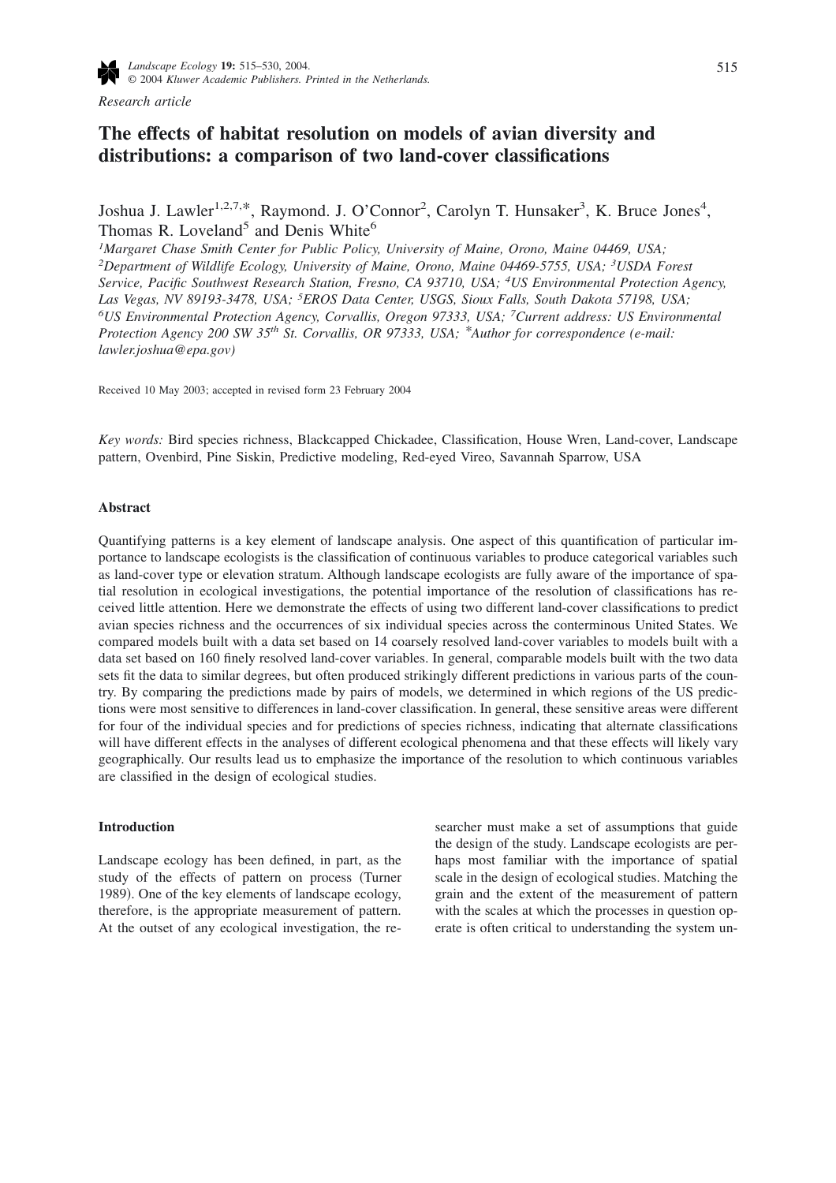*Research article*

# The effects of habitat resolution on models of avian diversity and distributions: a comparison of two land-cover classifications

Joshua J. Lawler[1,2,7,*], Raymond. J. O'Connor[2], Carolyn T. Hunsaker[3], K. Bruce Jones[4], Thomas R. Loveland[5] and Denis White[6]

[1]*Margaret Chase Smith Center for Public Policy, University of Maine, Orono, Maine 04469, USA;* [2]*Department of Wildlife Ecology, University of Maine, Orono, Maine 04469-5755, USA;* [3]*USDA Forest Service, Pacific Southwest Research Station, Fresno, CA 93710, USA;* [4]*US Environmental Protection Agency, Las Vegas, NV 89193-3478, USA;* [5]*EROS Data Center, USGS, Sioux Falls, South Dakota 57198, USA;* [6]*US Environmental Protection Agency, Corvallis, Oregon 97333, USA;* [7]*Current address: US Environmental Protection Agency 200 SW 35th St. Corvallis, OR 97333, USA;* [*]*Author for correspondence (e-mail: lawler.joshua@epa.gov)*

Received 10 May 2003; accepted in revised form 23 February 2004

*Key words:* Bird species richness, Blackcapped Chickadee, Classification, House Wren, Land-cover, Landscape pattern, Ovenbird, Pine Siskin, Predictive modeling, Red-eyed Vireo, Savannah Sparrow, USA

## Abstract

Quantifying patterns is a key element of landscape analysis. One aspect of this quantification of particular importance to landscape ecologists is the classification of continuous variables to produce categorical variables such as land-cover type or elevation stratum. Although landscape ecologists are fully aware of the importance of spatial resolution in ecological investigations, the potential importance of the resolution of classifications has received little attention. Here we demonstrate the effects of using two different land-cover classifications to predict avian species richness and the occurrences of six individual species across the conterminous United States. We compared models built with a data set based on 14 coarsely resolved land-cover variables to models built with a data set based on 160 finely resolved land-cover variables. In general, comparable models built with the two data sets fit the data to similar degrees, but often produced strikingly different predictions in various parts of the country. By comparing the predictions made by pairs of models, we determined in which regions of the US predictions were most sensitive to differences in land-cover classification. In general, these sensitive areas were different for four of the individual species and for predictions of species richness, indicating that alternate classifications will have different effects in the analyses of different ecological phenomena and that these effects will likely vary geographically. Our results lead us to emphasize the importance of the resolution to which continuous variables are classified in the design of ecological studies.

## Introduction

Landscape ecology has been defined, in part, as the study of the effects of pattern on process (Turner 1989). One of the key elements of landscape ecology, therefore, is the appropriate measurement of pattern. At the outset of any ecological investigation, the researcher must make a set of assumptions that guide the design of the study. Landscape ecologists are perhaps most familiar with the importance of spatial scale in the design of ecological studies. Matching the grain and the extent of the measurement of pattern with the scales at which the processes in question operate is often critical to understanding the system un-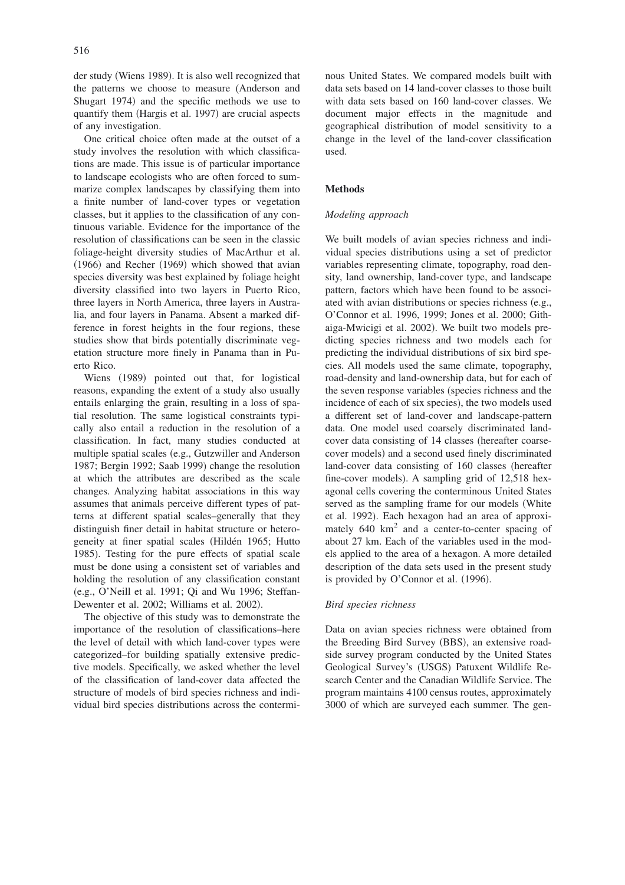der study (Wiens 1989). It is also well recognized that the patterns we choose to measure (Anderson and Shugart 1974) and the specific methods we use to quantify them (Hargis et al. 1997) are crucial aspects of any investigation.

One critical choice often made at the outset of a study involves the resolution with which classifications are made. This issue is of particular importance to landscape ecologists who are often forced to summarize complex landscapes by classifying them into a finite number of land-cover types or vegetation classes, but it applies to the classification of any continuous variable. Evidence for the importance of the resolution of classifications can be seen in the classic foliage-height diversity studies of MacArthur et al. (1966) and Recher (1969) which showed that avian species diversity was best explained by foliage height diversity classified into two layers in Puerto Rico, three layers in North America, three layers in Australia, and four layers in Panama. Absent a marked difference in forest heights in the four regions, these studies show that birds potentially discriminate vegetation structure more finely in Panama than in Puerto Rico.

Wiens (1989) pointed out that, for logistical reasons, expanding the extent of a study also usually entails enlarging the grain, resulting in a loss of spatial resolution. The same logistical constraints typically also entail a reduction in the resolution of a classification. In fact, many studies conducted at multiple spatial scales (e.g., Gutzwiller and Anderson 1987; Bergin 1992; Saab 1999) change the resolution at which the attributes are described as the scale changes. Analyzing habitat associations in this way assumes that animals perceive different types of patterns at different spatial scales–generally that they distinguish finer detail in habitat structure or heterogeneity at finer spatial scales (Hildén 1965; Hutto 1985). Testing for the pure effects of spatial scale must be done using a consistent set of variables and holding the resolution of any classification constant (e.g., O'Neill et al. 1991; Qi and Wu 1996; Steffan-Dewenter et al. 2002; Williams et al. 2002).

The objective of this study was to demonstrate the importance of the resolution of classifications–here the level of detail with which land-cover types were categorized–for building spatially extensive predictive models. Specifically, we asked whether the level of the classification of land-cover data affected the structure of models of bird species richness and individual bird species distributions across the conterminous United States. We compared models built with data sets based on 14 land-cover classes to those built with data sets based on 160 land-cover classes. We document major effects in the magnitude and geographical distribution of model sensitivity to a change in the level of the land-cover classification used.

## Methods

### *Modeling approach*

We built models of avian species richness and individual species distributions using a set of predictor variables representing climate, topography, road density, land ownership, land-cover type, and landscape pattern, factors which have been found to be associated with avian distributions or species richness (e.g., O'Connor et al. 1996, 1999; Jones et al. 2000; Githaiga-Mwicigi et al. 2002). We built two models predicting species richness and two models each for predicting the individual distributions of six bird species. All models used the same climate, topography, road-density and land-ownership data, but for each of the seven response variables (species richness and the incidence of each of six species), the two models used a different set of land-cover and landscape-pattern data. One model used coarsely discriminated land-cover data consisting of 14 classes (hereafter coarse-cover models) and a second used finely discriminated land-cover data consisting of 160 classes (hereafter fine-cover models). A sampling grid of 12,518 hexagonal cells covering the conterminous United States served as the sampling frame for our models (White et al. 1992). Each hexagon had an area of approximately 640 km$^2$ and a center-to-center spacing of about 27 km. Each of the variables used in the models applied to the area of a hexagon. A more detailed description of the data sets used in the present study is provided by O'Connor et al. (1996).

### *Bird species richness*

Data on avian species richness were obtained from the Breeding Bird Survey (BBS), an extensive roadside survey program conducted by the United States Geological Survey's (USGS) Patuxent Wildlife Research Center and the Canadian Wildlife Service. The program maintains 4100 census routes, approximately 3000 of which are surveyed each summer. The gen-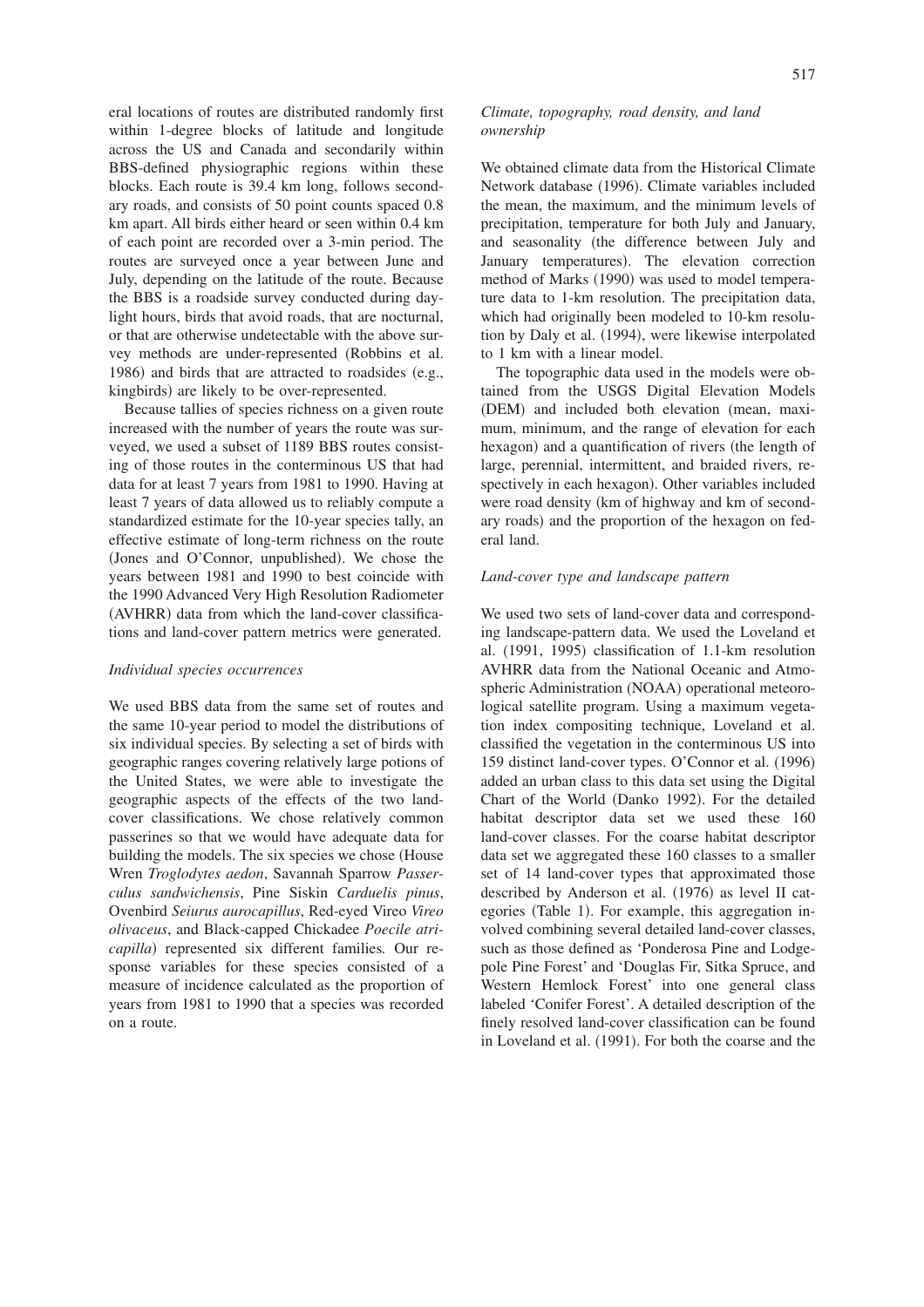eral locations of routes are distributed randomly first within 1-degree blocks of latitude and longitude across the US and Canada and secondarily within BBS-defined physiographic regions within these blocks. Each route is 39.4 km long, follows secondary roads, and consists of 50 point counts spaced 0.8 km apart. All birds either heard or seen within 0.4 km of each point are recorded over a 3-min period. The routes are surveyed once a year between June and July, depending on the latitude of the route. Because the BBS is a roadside survey conducted during daylight hours, birds that avoid roads, that are nocturnal, or that are otherwise undetectable with the above survey methods are under-represented (Robbins et al. 1986) and birds that are attracted to roadsides (e.g., kingbirds) are likely to be over-represented.

Because tallies of species richness on a given route increased with the number of years the route was surveyed, we used a subset of 1189 BBS routes consisting of those routes in the conterminous US that had data for at least 7 years from 1981 to 1990. Having at least 7 years of data allowed us to reliably compute a standardized estimate for the 10-year species tally, an effective estimate of long-term richness on the route (Jones and O'Connor, unpublished). We chose the years between 1981 and 1990 to best coincide with the 1990 Advanced Very High Resolution Radiometer (AVHRR) data from which the land-cover classifications and land-cover pattern metrics were generated.

### *Individual species occurrences*

We used BBS data from the same set of routes and the same 10-year period to model the distributions of six individual species. By selecting a set of birds with geographic ranges covering relatively large potions of the United States, we were able to investigate the geographic aspects of the effects of the two land-cover classifications. We chose relatively common passerines so that we would have adequate data for building the models. The six species we chose (House Wren *Troglodytes aedon*, Savannah Sparrow *Passerculus sandwichensis*, Pine Siskin *Carduelis pinus*, Ovenbird *Seiurus aurocapillus*, Red-eyed Vireo *Vireo olivaceus*, and Black-capped Chickadee *Poecile atricapilla*) represented six different families. Our response variables for these species consisted of a measure of incidence calculated as the proportion of years from 1981 to 1990 that a species was recorded on a route.

### *Climate, topography, road density, and land ownership*

We obtained climate data from the Historical Climate Network database (1996). Climate variables included the mean, the maximum, and the minimum levels of precipitation, temperature for both July and January, and seasonality (the difference between July and January temperatures). The elevation correction method of Marks (1990) was used to model temperature data to 1-km resolution. The precipitation data, which had originally been modeled to 10-km resolution by Daly et al. (1994), were likewise interpolated to 1 km with a linear model.

The topographic data used in the models were obtained from the USGS Digital Elevation Models (DEM) and included both elevation (mean, maximum, minimum, and the range of elevation for each hexagon) and a quantification of rivers (the length of large, perennial, intermittent, and braided rivers, respectively in each hexagon). Other variables included were road density (km of highway and km of secondary roads) and the proportion of the hexagon on federal land.

### *Land-cover type and landscape pattern*

We used two sets of land-cover data and corresponding landscape-pattern data. We used the Loveland et al. (1991, 1995) classification of 1.1-km resolution AVHRR data from the National Oceanic and Atmospheric Administration (NOAA) operational meteorological satellite program. Using a maximum vegetation index compositing technique, Loveland et al. classified the vegetation in the conterminous US into 159 distinct land-cover types. O'Connor et al. (1996) added an urban class to this data set using the Digital Chart of the World (Danko 1992). For the detailed habitat descriptor data set we used these 160 land-cover classes. For the coarse habitat descriptor data set we aggregated these 160 classes to a smaller set of 14 land-cover types that approximated those described by Anderson et al. (1976) as level II categories (Table 1). For example, this aggregation involved combining several detailed land-cover classes, such as those defined as 'Ponderosa Pine and Lodgepole Pine Forest' and 'Douglas Fir, Sitka Spruce, and Western Hemlock Forest' into one general class labeled 'Conifer Forest'. A detailed description of the finely resolved land-cover classification can be found in Loveland et al. (1991). For both the coarse and the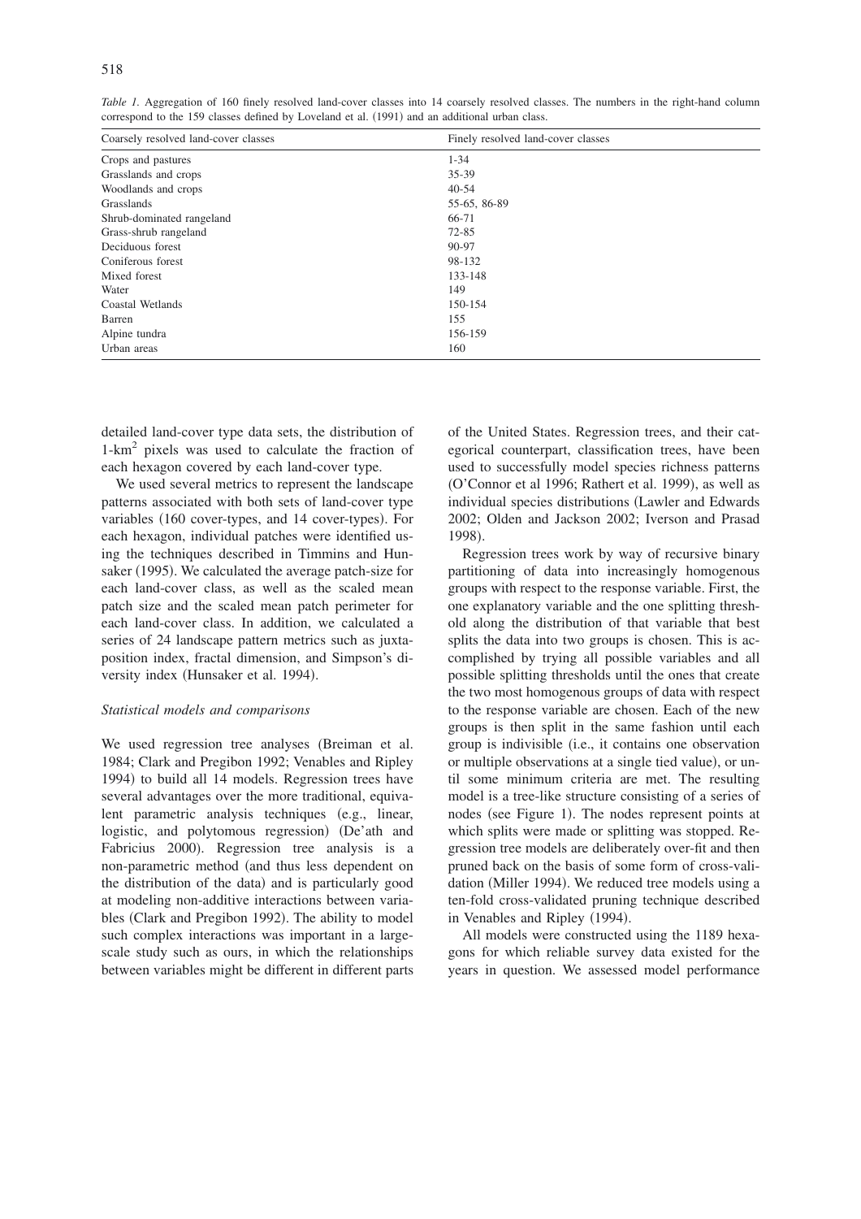*Table 1.* Aggregation of 160 finely resolved land-cover classes into 14 coarsely resolved classes. The numbers in the right-hand column correspond to the 159 classes defined by Loveland et al. (1991) and an additional urban class.

| Coarsely resolved land-cover classes | Finely resolved land-cover classes |
|---|---|
| Crops and pastures | 1-34 |
| Grasslands and crops | 35-39 |
| Woodlands and crops | 40-54 |
| Grasslands | 55-65, 86-89 |
| Shrub-dominated rangeland | 66-71 |
| Grass-shrub rangeland | 72-85 |
| Deciduous forest | 90-97 |
| Coniferous forest | 98-132 |
| Mixed forest | 133-148 |
| Water | 149 |
| Coastal Wetlands | 150-154 |
| Barren | 155 |
| Alpine tundra | 156-159 |
| Urban areas | 160 |

detailed land-cover type data sets, the distribution of 1-km$^2$ pixels was used to calculate the fraction of each hexagon covered by each land-cover type.

We used several metrics to represent the landscape patterns associated with both sets of land-cover type variables (160 cover-types, and 14 cover-types). For each hexagon, individual patches were identified using the techniques described in Timmins and Hunsaker (1995). We calculated the average patch-size for each land-cover class, as well as the scaled mean patch size and the scaled mean patch perimeter for each land-cover class. In addition, we calculated a series of 24 landscape pattern metrics such as juxtaposition index, fractal dimension, and Simpson's diversity index (Hunsaker et al. 1994).

### *Statistical models and comparisons*

We used regression tree analyses (Breiman et al. 1984; Clark and Pregibon 1992; Venables and Ripley 1994) to build all 14 models. Regression trees have several advantages over the more traditional, equivalent parametric analysis techniques (e.g., linear, logistic, and polytomous regression) (De'ath and Fabricius 2000). Regression tree analysis is a non-parametric method (and thus less dependent on the distribution of the data) and is particularly good at modeling non-additive interactions between variables (Clark and Pregibon 1992). The ability to model such complex interactions was important in a large-scale study such as ours, in which the relationships between variables might be different in different parts of the United States. Regression trees, and their categorical counterpart, classification trees, have been used to successfully model species richness patterns (O'Connor et al 1996; Rathert et al. 1999), as well as individual species distributions (Lawler and Edwards 2002; Olden and Jackson 2002; Iverson and Prasad 1998).

Regression trees work by way of recursive binary partitioning of data into increasingly homogenous groups with respect to the response variable. First, the one explanatory variable and the one splitting threshold along the distribution of that variable that best splits the data into two groups is chosen. This is accomplished by trying all possible variables and all possible splitting thresholds until the ones that create the two most homogenous groups of data with respect to the response variable are chosen. Each of the new groups is then split in the same fashion until each group is indivisible (i.e., it contains one observation or multiple observations at a single tied value), or until some minimum criteria are met. The resulting model is a tree-like structure consisting of a series of nodes (see Figure 1). The nodes represent points at which splits were made or splitting was stopped. Regression tree models are deliberately over-fit and then pruned back on the basis of some form of cross-validation (Miller 1994). We reduced tree models using a ten-fold cross-validated pruning technique described in Venables and Ripley (1994).

All models were constructed using the 1189 hexagons for which reliable survey data existed for the years in question. We assessed model performance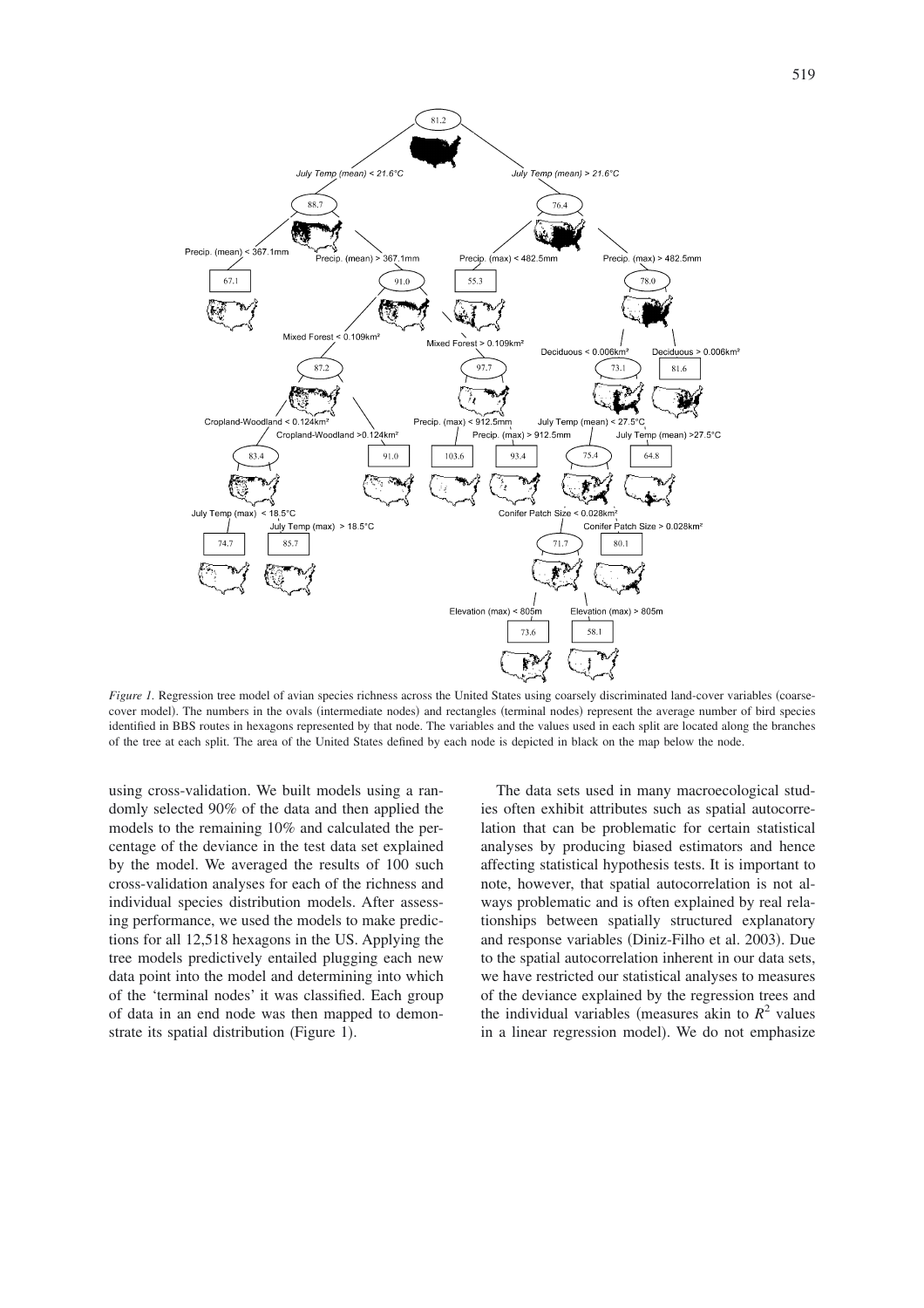*Figure 1.* Regression tree model of avian species richness across the United States using coarsely discriminated land-cover variables (coarse-cover model). The numbers in the ovals (intermediate nodes) and rectangles (terminal nodes) represent the average number of bird species identified in BBS routes in hexagons represented by that node. The variables and the values used in each split are located along the branches of the tree at each split. The area of the United States defined by each node is depicted in black on the map below the node.

using cross-validation. We built models using a randomly selected 90% of the data and then applied the models to the remaining 10% and calculated the percentage of the deviance in the test data set explained by the model. We averaged the results of 100 such cross-validation analyses for each of the richness and individual species distribution models. After assessing performance, we used the models to make predictions for all 12,518 hexagons in the US. Applying the tree models predictively entailed plugging each new data point into the model and determining into which of the 'terminal nodes' it was classified. Each group of data in an end node was then mapped to demonstrate its spatial distribution (Figure 1).

The data sets used in many macroecological studies often exhibit attributes such as spatial autocorrelation that can be problematic for certain statistical analyses by producing biased estimators and hence affecting statistical hypothesis tests. It is important to note, however, that spatial autocorrelation is not always problematic and is often explained by real relationships between spatially structured explanatory and response variables (Diniz-Filho et al. 2003). Due to the spatial autocorrelation inherent in our data sets, we have restricted our statistical analyses to measures of the deviance explained by the regression trees and the individual variables (measures akin to $R^2$ values in a linear regression model). We do not emphasize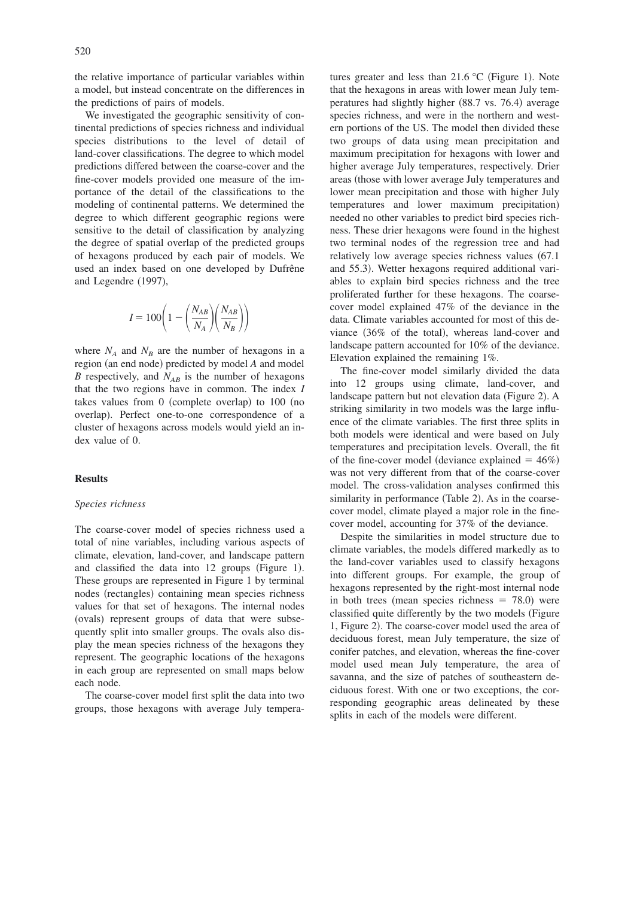the relative importance of particular variables within a model, but instead concentrate on the differences in the predictions of pairs of models.

We investigated the geographic sensitivity of continental predictions of species richness and individual species distributions to the level of detail of land-cover classifications. The degree to which model predictions differed between the coarse-cover and the fine-cover models provided one measure of the importance of the detail of the classifications to the modeling of continental patterns. We determined the degree to which different geographic regions were sensitive to the detail of classification by analyzing the degree of spatial overlap of the predicted groups of hexagons produced by each pair of models. We used an index based on one developed by Dufrêne and Legendre (1997),

$$I = 100\left(1 - \left(\frac{N_{AB}}{N_A}\right)\left(\frac{N_{AB}}{N_B}\right)\right)$$

where $N_A$ and $N_B$ are the number of hexagons in a region (an end node) predicted by model $A$ and model $B$ respectively, and $N_{AB}$ is the number of hexagons that the two regions have in common. The index $I$ takes values from 0 (complete overlap) to 100 (no overlap). Perfect one-to-one correspondence of a cluster of hexagons across models would yield an index value of 0.

## Results

### *Species richness*

The coarse-cover model of species richness used a total of nine variables, including various aspects of climate, elevation, land-cover, and landscape pattern and classified the data into 12 groups (Figure 1). These groups are represented in Figure 1 by terminal nodes (rectangles) containing mean species richness values for that set of hexagons. The internal nodes (ovals) represent groups of data that were subsequently split into smaller groups. The ovals also display the mean species richness of the hexagons they represent. The geographic locations of the hexagons in each group are represented on small maps below each node.

The coarse-cover model first split the data into two groups, those hexagons with average July temperatures greater and less than 21.6 °C (Figure 1). Note that the hexagons in areas with lower mean July temperatures had slightly higher (88.7 vs. 76.4) average species richness, and were in the northern and western portions of the US. The model then divided these two groups of data using mean precipitation and maximum precipitation for hexagons with lower and higher average July temperatures, respectively. Drier areas (those with lower average July temperatures and lower mean precipitation and those with higher July temperatures and lower maximum precipitation) needed no other variables to predict bird species richness. These drier hexagons were found in the highest two terminal nodes of the regression tree and had relatively low average species richness values (67.1 and 55.3). Wetter hexagons required additional variables to explain bird species richness and the tree proliferated further for these hexagons. The coarse-cover model explained 47% of the deviance in the data. Climate variables accounted for most of this deviance (36% of the total), whereas land-cover and landscape pattern accounted for 10% of the deviance. Elevation explained the remaining 1%.

The fine-cover model similarly divided the data into 12 groups using climate, land-cover, and landscape pattern but not elevation data (Figure 2). A striking similarity in two models was the large influence of the climate variables. The first three splits in both models were identical and were based on July temperatures and precipitation levels. Overall, the fit of the fine-cover model (deviance explained = 46%) was not very different from that of the coarse-cover model. The cross-validation analyses confirmed this similarity in performance (Table 2). As in the coarse-cover model, climate played a major role in the fine-cover model, accounting for 37% of the deviance.

Despite the similarities in model structure due to climate variables, the models differed markedly as to the land-cover variables used to classify hexagons into different groups. For example, the group of hexagons represented by the right-most internal node in both trees (mean species richness = 78.0) were classified quite differently by the two models (Figure 1, Figure 2). The coarse-cover model used the area of deciduous forest, mean July temperature, the size of conifer patches, and elevation, whereas the fine-cover model used mean July temperature, the area of savanna, and the size of patches of southeastern deciduous forest. With one or two exceptions, the corresponding geographic areas delineated by these splits in each of the models were different.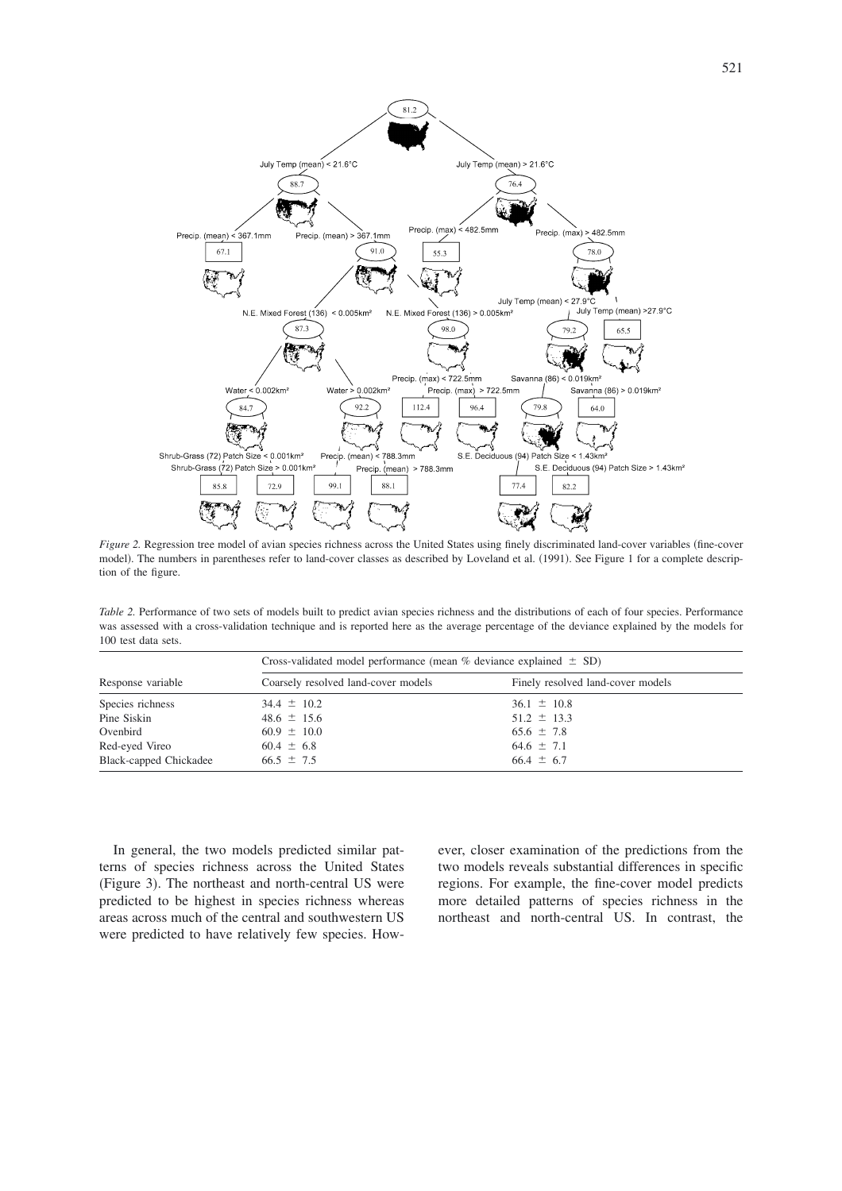*Figure 2.* Regression tree model of avian species richness across the United States using finely discriminated land-cover variables (fine-cover model). The numbers in parentheses refer to land-cover classes as described by Loveland et al. (1991). See Figure 1 for a complete description of the figure.

*Table 2.* Performance of two sets of models built to predict avian species richness and the distributions of each of four species. Performance was assessed with a cross-validation technique and is reported here as the average percentage of the deviance explained by the models for 100 test data sets.

| Response variable | Cross-validated model performance (mean % deviance explained $\pm$ SD) | |
|---|---|---|
| | Coarsely resolved land-cover models | Finely resolved land-cover models |
| Species richness | $34.4 \pm 10.2$ | $36.1 \pm 10.8$ |
| Pine Siskin | $48.6 \pm 15.6$ | $51.2 \pm 13.3$ |
| Ovenbird | $60.9 \pm 10.0$ | $65.6 \pm 7.8$ |
| Red-eyed Vireo | $60.4 \pm 6.8$ | $64.6 \pm 7.1$ |
| Black-capped Chickadee | $66.5 \pm 7.5$ | $66.4 \pm 6.7$ |

In general, the two models predicted similar patterns of species richness across the United States (Figure 3). The northeast and north-central US were predicted to be highest in species richness whereas areas across much of the central and southwestern US were predicted to have relatively few species. However, closer examination of the predictions from the two models reveals substantial differences in specific regions. For example, the fine-cover model predicts more detailed patterns of species richness in the northeast and north-central US. In contrast, the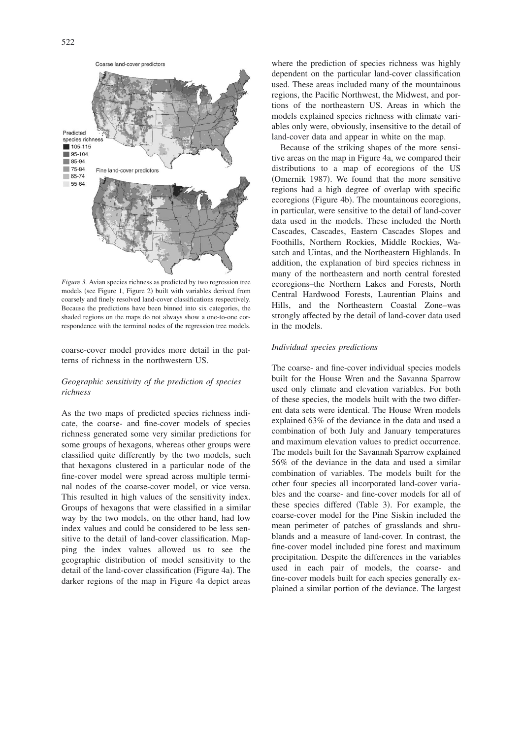Coarse land-cover predictors

Predicted species richness
105-115
95-104
85-94
75-84
65-74
55-64

Fine land-cover predictors

*Figure 3.* Avian species richness as predicted by two regression tree models (see Figure 1, Figure 2) built with variables derived from coarsely and finely resolved land-cover classifications respectively. Because the predictions have been binned into six categories, the shaded regions on the maps do not always show a one-to-one correspondence with the terminal nodes of the regression tree models.

coarse-cover model provides more detail in the patterns of richness in the northwestern US.

### *Geographic sensitivity of the prediction of species richness*

As the two maps of predicted species richness indicate, the coarse- and fine-cover models of species richness generated some very similar predictions for some groups of hexagons, whereas other groups were classified quite differently by the two models, such that hexagons clustered in a particular node of the fine-cover model were spread across multiple terminal nodes of the coarse-cover model, or vice versa. This resulted in high values of the sensitivity index. Groups of hexagons that were classified in a similar way by the two models, on the other hand, had low index values and could be considered to be less sensitive to the detail of land-cover classification. Mapping the index values allowed us to see the geographic distribution of model sensitivity to the detail of the land-cover classification (Figure 4a). The darker regions of the map in Figure 4a depict areas where the prediction of species richness was highly dependent on the particular land-cover classification used. These areas included many of the mountainous regions, the Pacific Northwest, the Midwest, and portions of the northeastern US. Areas in which the models explained species richness with climate variables only were, obviously, insensitive to the detail of land-cover data and appear in white on the map.

Because of the striking shapes of the more sensitive areas on the map in Figure 4a, we compared their distributions to a map of ecoregions of the US (Omernik 1987). We found that the more sensitive regions had a high degree of overlap with specific ecoregions (Figure 4b). The mountainous ecoregions, in particular, were sensitive to the detail of land-cover data used in the models. These included the North Cascades, Cascades, Eastern Cascades Slopes and Foothills, Northern Rockies, Middle Rockies, Wasatch and Uintas, and the Northeastern Highlands. In addition, the explanation of bird species richness in many of the northeastern and north central forested ecoregions–the Northern Lakes and Forests, North Central Hardwood Forests, Laurentian Plains and Hills, and the Northeastern Coastal Zone–was strongly affected by the detail of land-cover data used in the models.

### *Individual species predictions*

The coarse- and fine-cover individual species models built for the House Wren and the Savanna Sparrow used only climate and elevation variables. For both of these species, the models built with the two different data sets were identical. The House Wren models explained 63% of the deviance in the data and used a combination of both July and January temperatures and maximum elevation values to predict occurrence. The models built for the Savannah Sparrow explained 56% of the deviance in the data and used a similar combination of variables. The models built for the other four species all incorporated land-cover variables and the coarse- and fine-cover models for all of these species differed (Table 3). For example, the coarse-cover model for the Pine Siskin included the mean perimeter of patches of grasslands and shrublands and a measure of land-cover. In contrast, the fine-cover model included pine forest and maximum precipitation. Despite the differences in the variables used in each pair of models, the coarse- and fine-cover models built for each species generally explained a similar portion of the deviance. The largest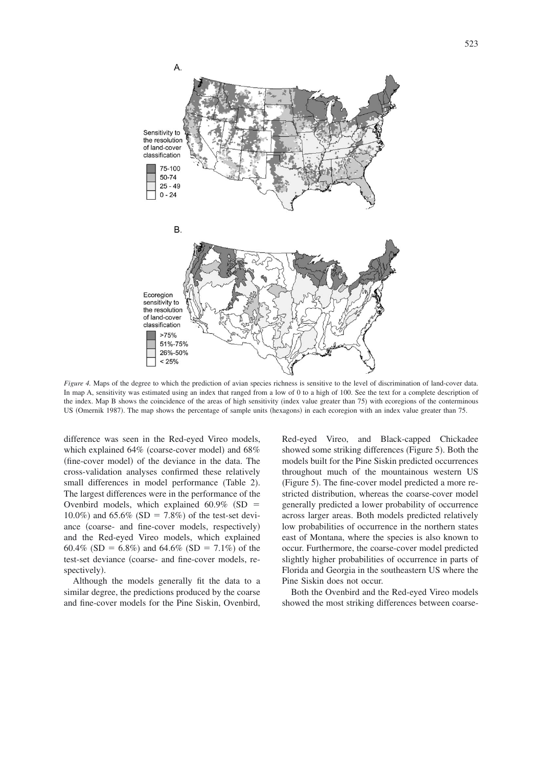A.

Sensitivity to the resolution of land-cover classification

- 75-100
- 50-74
- 25 - 49
- 0 - 24

B.

Ecoregion sensitivity to the resolution of land-cover classification

- >75%
- 51%-75%
- 26%-50%
- < 25%

*Figure 4.* Maps of the degree to which the prediction of avian species richness is sensitive to the level of discrimination of land-cover data. In map A, sensitivity was estimated using an index that ranged from a low of 0 to a high of 100. See the text for a complete description of the index. Map B shows the coincidence of the areas of high sensitivity (index value greater than 75) with ecoregions of the conterminous US (Omernik 1987). The map shows the percentage of sample units (hexagons) in each ecoregion with an index value greater than 75.

difference was seen in the Red-eyed Vireo models, which explained 64% (coarse-cover model) and 68% (fine-cover model) of the deviance in the data. The cross-validation analyses confirmed these relatively small differences in model performance (Table 2). The largest differences were in the performance of the Ovenbird models, which explained 60.9% (SD = 10.0%) and 65.6% (SD = 7.8%) of the test-set deviance (coarse- and fine-cover models, respectively) and the Red-eyed Vireo models, which explained 60.4% (SD = 6.8%) and 64.6% (SD = 7.1%) of the test-set deviance (coarse- and fine-cover models, respectively).

Although the models generally fit the data to a similar degree, the predictions produced by the coarse and fine-cover models for the Pine Siskin, Ovenbird, Red-eyed Vireo, and Black-capped Chickadee showed some striking differences (Figure 5). Both the models built for the Pine Siskin predicted occurrences throughout much of the mountainous western US (Figure 5). The fine-cover model predicted a more restricted distribution, whereas the coarse-cover model generally predicted a lower probability of occurrence across larger areas. Both models predicted relatively low probabilities of occurrence in the northern states east of Montana, where the species is also known to occur. Furthermore, the coarse-cover model predicted slightly higher probabilities of occurrence in parts of Florida and Georgia in the southeastern US where the Pine Siskin does not occur.

Both the Ovenbird and the Red-eyed Vireo models showed the most striking differences between coarse-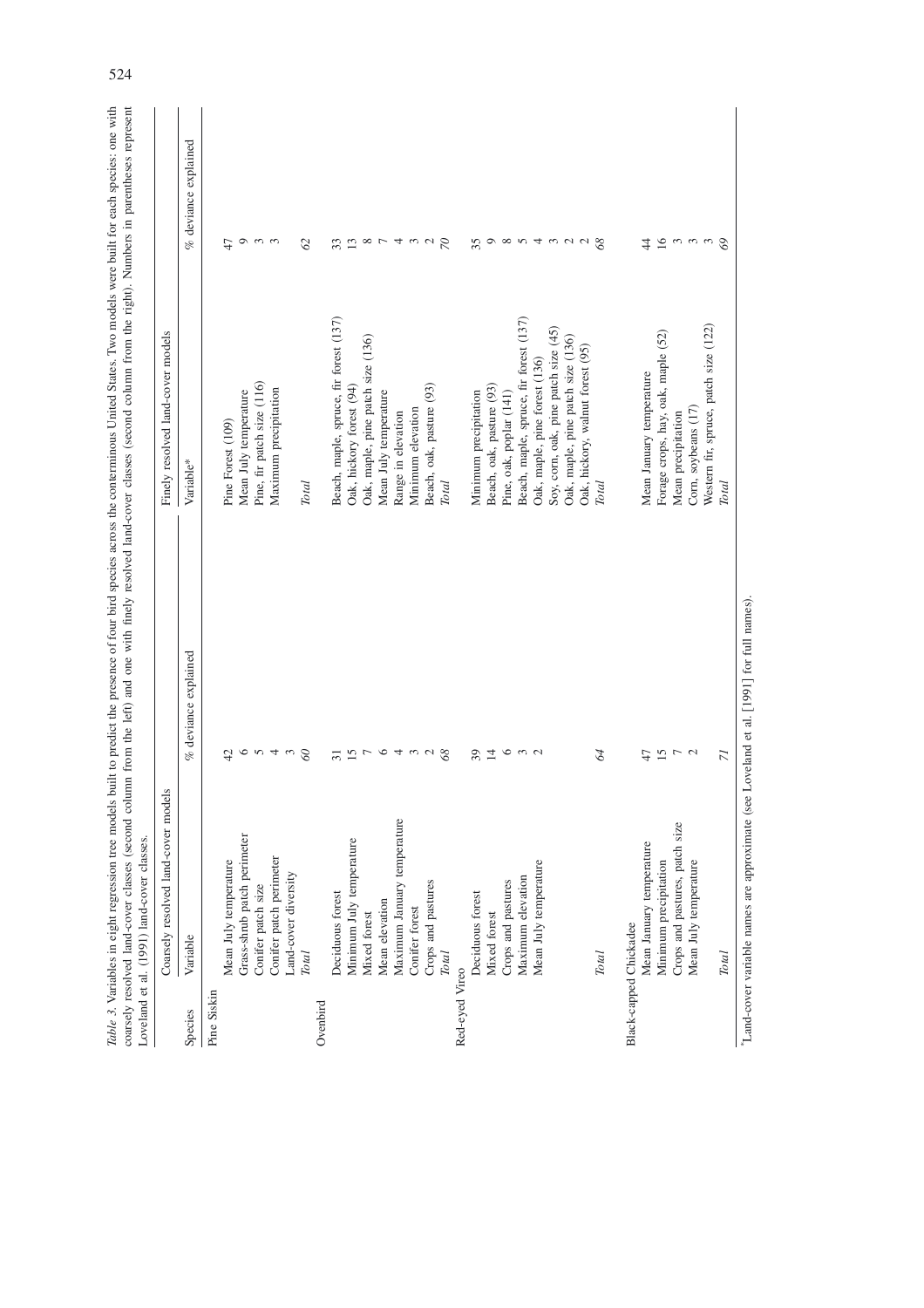*Table 3.* Variables in eight regression tree models built to predict the presence of four bird species across the conterminous United States. Two models were built for each species: one with coarsely resolved land-cover classes (second column from the left) and one with finely resolved land-cover classes (second column from the right). Numbers in parentheses represent Loveland et al. (1991) land-cover classes.

| | Coarsely resolved land-cover models | | Finely resolved land-cover models | |
|---|---|---|---|---|
| Species | Variable | % deviance explained | Variable* | % deviance explained |
| Pine Siskin | | | | |
| | Mean July temperature | 42 | Pine Forest (109) | 47 |
| | Grass-shrub patch perimeter | 6 | Mean July temperature | 9 |
| | Conifer patch size | 5 | Pine, fir patch size (116) | 3 |
| | Conifer patch perimeter | 4 | Maximum precipitation | 3 |
| | Land-cover diversity | 3 | | |
| | *Total* | *60* | *Total* | *62* |
| Ovenbird | | | | |
| | Deciduous forest | 31 | Beach, maple, spruce, fir forest (137) | 33 |
| | Minimum July temperature | 15 | Oak, hickory forest (94) | 13 |
| | Mixed forest | 7 | Oak, maple, pine patch size (136) | 8 |
| | Mean elevation | 6 | Mean July temperature | 7 |
| | Maximum January temperature | 4 | Range in elevation | 4 |
| | Conifer forest | 3 | Minimum elevation | 3 |
| | Crops and pastures | 2 | Beach, oak, pasture (93) | 2 |
| | *Total* | *68* | *Total* | *70* |
| Red-eyed Vireo | | | | |
| | Deciduous forest | 39 | Minimum precipitation | 35 |
| | Mixed forest | 14 | Beach, oak, pasture (93) | 9 |
| | Crops and pastures | 6 | Pine, oak, poplar (141) | 8 |
| | Maximum elevation | 3 | Beach, maple, spruce, fir forest (137) | 5 |
| | Mean July temperature | 2 | Oak, maple, pine forest (136) | 4 |
| | | | Soy, corn, oak, pine patch size (45) | 3 |
| | | | Oak, maple, pine patch size (136) | 2 |
| | | | Oak, hickory, walnut forest (95) | 2 |
| | *Total* | *64* | *Total* | *68* |
| Black-capped Chickadee | | | | |
| | Mean January temperature | 47 | Mean January temperature | 44 |
| | Minimum precipitation | 15 | Forage crops, hay, oak, maple (52) | 16 |
| | Crops and pastures, patch size | 7 | Mean precipitation | 3 |
| | Mean July temperature | 2 | Corn, soybeans (17) | 3 |
| | | | Western fir, spruce, patch size (122) | 3 |
| | *Total* | *71* | *Total* | *69* |

*Land-cover variable names are approximate (see Loveland et al. [1991] for full names).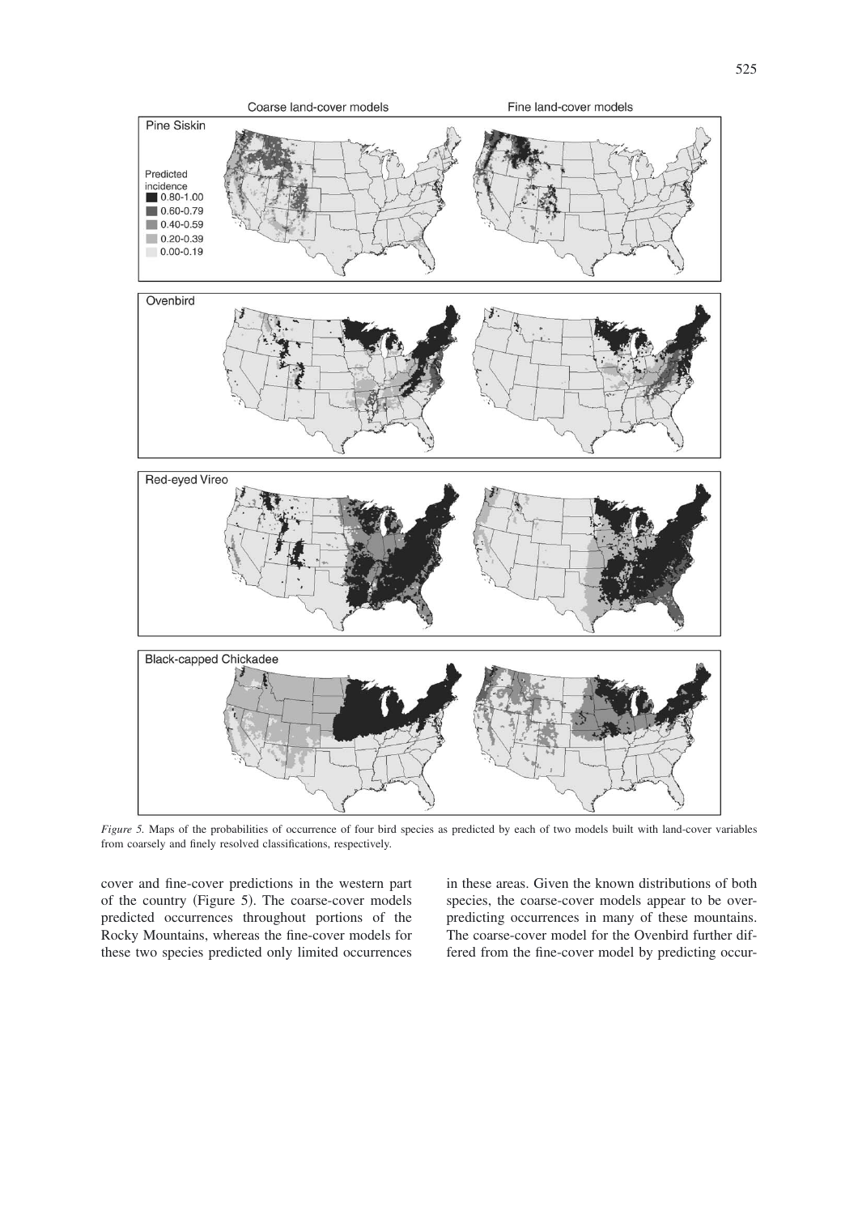*Figure 5.* Maps of the probabilities of occurrence of four bird species as predicted by each of two models built with land-cover variables from coarsely and finely resolved classifications, respectively.

cover and fine-cover predictions in the western part of the country (Figure 5). The coarse-cover models predicted occurrences throughout portions of the Rocky Mountains, whereas the fine-cover models for these two species predicted only limited occurrences in these areas. Given the known distributions of both species, the coarse-cover models appear to be overpredicting occurrences in many of these mountains. The coarse-cover model for the Ovenbird further differed from the fine-cover model by predicting occur-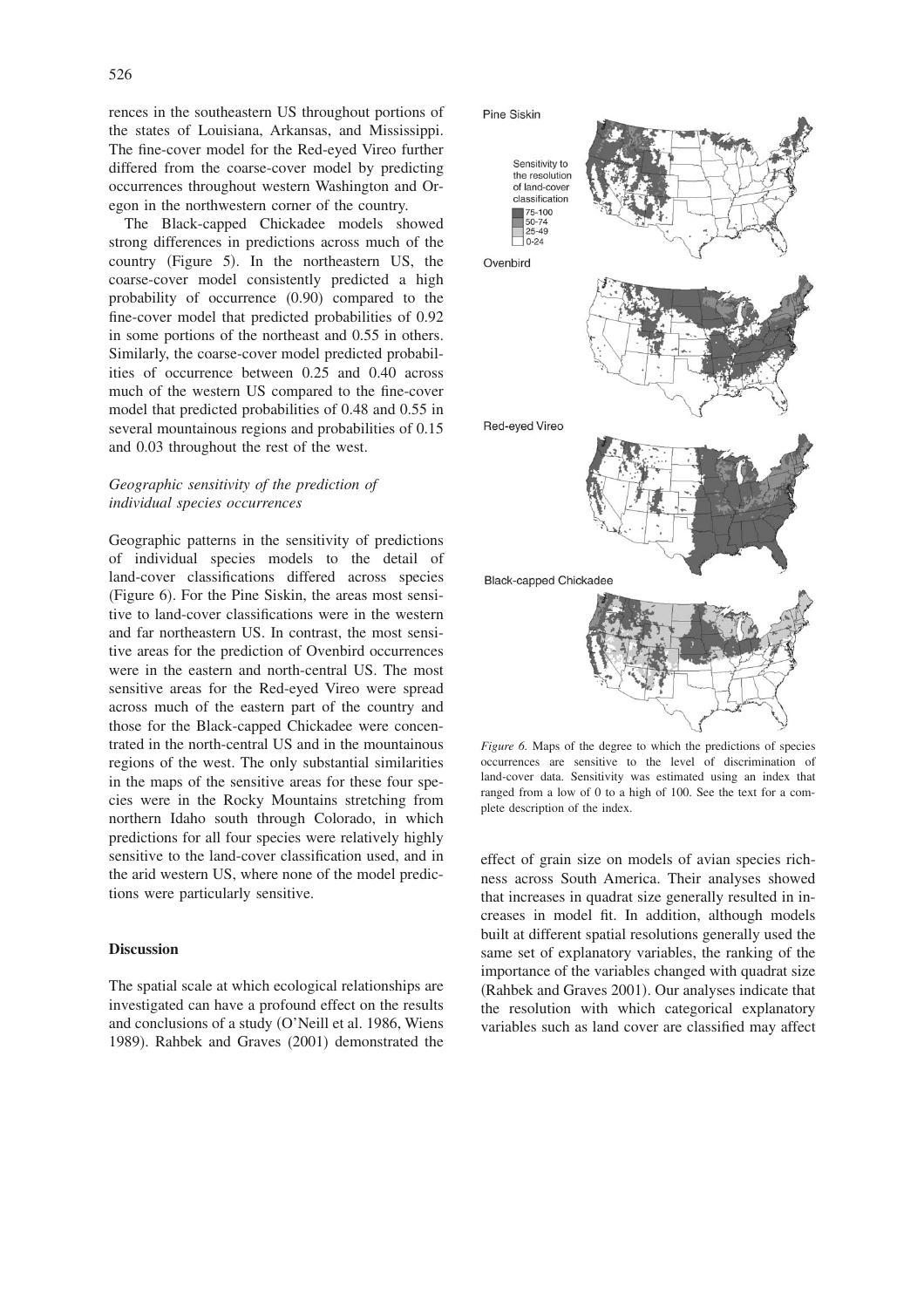rences in the southeastern US throughout portions of the states of Louisiana, Arkansas, and Mississippi. The fine-cover model for the Red-eyed Vireo further differed from the coarse-cover model by predicting occurrences throughout western Washington and Oregon in the northwestern corner of the country.

The Black-capped Chickadee models showed strong differences in predictions across much of the country (Figure 5). In the northeastern US, the coarse-cover model consistently predicted a high probability of occurrence (0.90) compared to the fine-cover model that predicted probabilities of 0.92 in some portions of the northeast and 0.55 in others. Similarly, the coarse-cover model predicted probabilities of occurrence between 0.25 and 0.40 across much of the western US compared to the fine-cover model that predicted probabilities of 0.48 and 0.55 in several mountainous regions and probabilities of 0.15 and 0.03 throughout the rest of the west.

### *Geographic sensitivity of the prediction of individual species occurrences*

Geographic patterns in the sensitivity of predictions of individual species models to the detail of land-cover classifications differed across species (Figure 6). For the Pine Siskin, the areas most sensitive to land-cover classifications were in the western and far northeastern US. In contrast, the most sensitive areas for the prediction of Ovenbird occurrences were in the eastern and north-central US. The most sensitive areas for the Red-eyed Vireo were spread across much of the eastern part of the country and those for the Black-capped Chickadee were concentrated in the north-central US and in the mountainous regions of the west. The only substantial similarities in the maps of the sensitive areas for these four species were in the Rocky Mountains stretching from northern Idaho south through Colorado, in which predictions for all four species were relatively highly sensitive to the land-cover classification used, and in the arid western US, where none of the model predictions were particularly sensitive.

*Figure 6.* Maps of the degree to which the predictions of species occurrences are sensitive to the level of discrimination of land-cover data. Sensitivity was estimated using an index that ranged from a low of 0 to a high of 100. See the text for a complete description of the index.

## Discussion

The spatial scale at which ecological relationships are investigated can have a profound effect on the results and conclusions of a study (O'Neill et al. 1986, Wiens 1989). Rahbek and Graves (2001) demonstrated the effect of grain size on models of avian species richness across South America. Their analyses showed that increases in quadrat size generally resulted in increases in model fit. In addition, although models built at different spatial resolutions generally used the same set of explanatory variables, the ranking of the importance of the variables changed with quadrat size (Rahbek and Graves 2001). Our analyses indicate that the resolution with which categorical explanatory variables such as land cover are classified may affect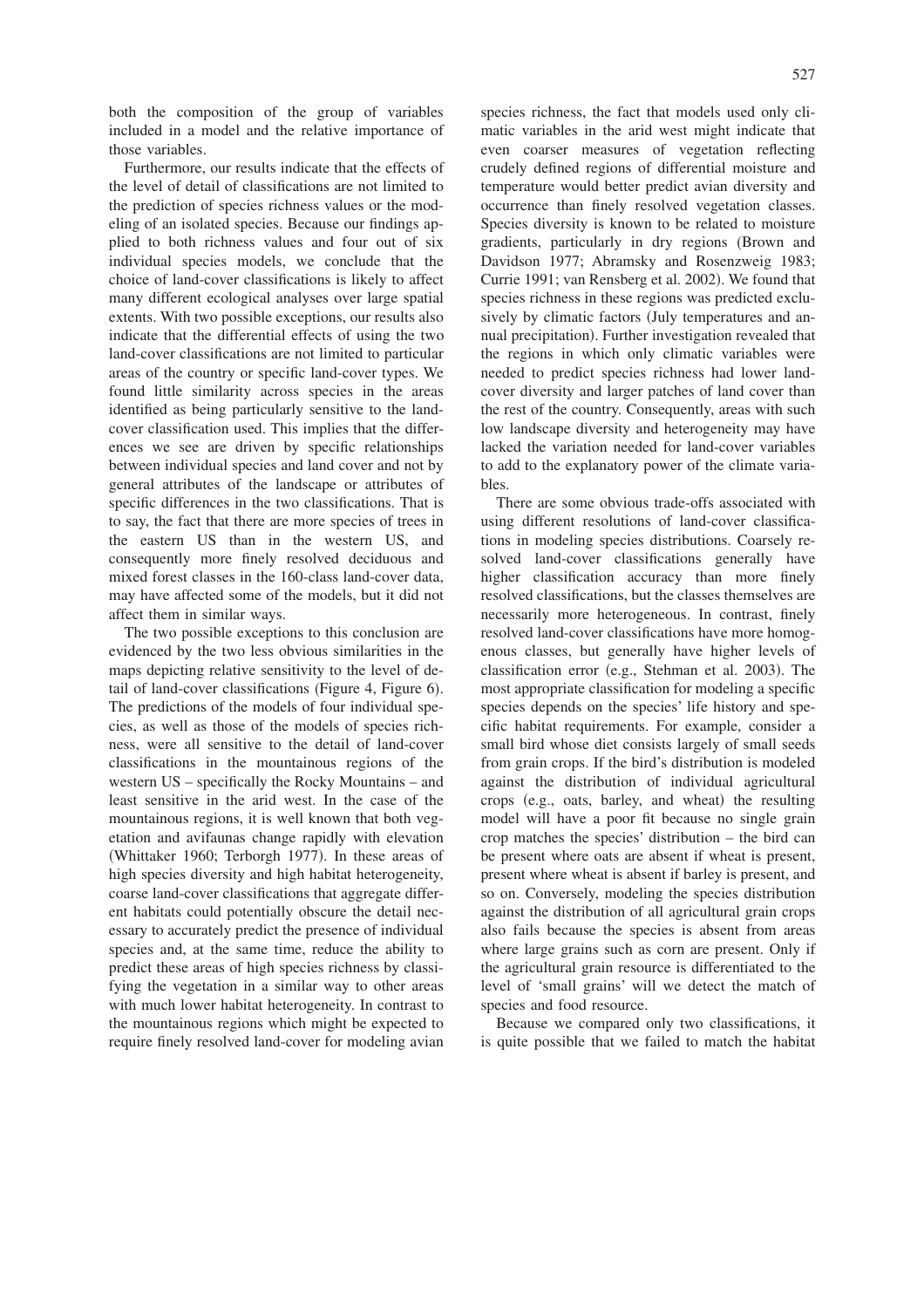both the composition of the group of variables included in a model and the relative importance of those variables.

Furthermore, our results indicate that the effects of the level of detail of classifications are not limited to the prediction of species richness values or the modeling of an isolated species. Because our findings applied to both richness values and four out of six individual species models, we conclude that the choice of land-cover classifications is likely to affect many different ecological analyses over large spatial extents. With two possible exceptions, our results also indicate that the differential effects of using the two land-cover classifications are not limited to particular areas of the country or specific land-cover types. We found little similarity across species in the areas identified as being particularly sensitive to the land-cover classification used. This implies that the differences we see are driven by specific relationships between individual species and land cover and not by general attributes of the landscape or attributes of specific differences in the two classifications. That is to say, the fact that there are more species of trees in the eastern US than in the western US, and consequently more finely resolved deciduous and mixed forest classes in the 160-class land-cover data, may have affected some of the models, but it did not affect them in similar ways.

The two possible exceptions to this conclusion are evidenced by the two less obvious similarities in the maps depicting relative sensitivity to the level of detail of land-cover classifications (Figure 4, Figure 6). The predictions of the models of four individual species, as well as those of the models of species richness, were all sensitive to the detail of land-cover classifications in the mountainous regions of the western US – specifically the Rocky Mountains – and least sensitive in the arid west. In the case of the mountainous regions, it is well known that both vegetation and avifaunas change rapidly with elevation (Whittaker 1960; Terborgh 1977). In these areas of high species diversity and high habitat heterogeneity, coarse land-cover classifications that aggregate different habitats could potentially obscure the detail necessary to accurately predict the presence of individual species and, at the same time, reduce the ability to predict these areas of high species richness by classifying the vegetation in a similar way to other areas with much lower habitat heterogeneity. In contrast to the mountainous regions which might be expected to require finely resolved land-cover for modeling avian species richness, the fact that models used only climatic variables in the arid west might indicate that even coarser measures of vegetation reflecting crudely defined regions of differential moisture and temperature would better predict avian diversity and occurrence than finely resolved vegetation classes. Species diversity is known to be related to moisture gradients, particularly in dry regions (Brown and Davidson 1977; Abramsky and Rosenzweig 1983; Currie 1991; van Rensberg et al. 2002). We found that species richness in these regions was predicted exclusively by climatic factors (July temperatures and annual precipitation). Further investigation revealed that the regions in which only climatic variables were needed to predict species richness had lower land-cover diversity and larger patches of land cover than the rest of the country. Consequently, areas with such low landscape diversity and heterogeneity may have lacked the variation needed for land-cover variables to add to the explanatory power of the climate variables.

There are some obvious trade-offs associated with using different resolutions of land-cover classifications in modeling species distributions. Coarsely resolved land-cover classifications generally have higher classification accuracy than more finely resolved classifications, but the classes themselves are necessarily more heterogeneous. In contrast, finely resolved land-cover classifications have more homogenous classes, but generally have higher levels of classification error (e.g., Stehman et al. 2003). The most appropriate classification for modeling a specific species depends on the species' life history and specific habitat requirements. For example, consider a small bird whose diet consists largely of small seeds from grain crops. If the bird's distribution is modeled against the distribution of individual agricultural crops (e.g., oats, barley, and wheat) the resulting model will have a poor fit because no single grain crop matches the species' distribution – the bird can be present where oats are absent if wheat is present, present where wheat is absent if barley is present, and so on. Conversely, modeling the species distribution against the distribution of all agricultural grain crops also fails because the species is absent from areas where large grains such as corn are present. Only if the agricultural grain resource is differentiated to the level of 'small grains' will we detect the match of species and food resource.

Because we compared only two classifications, it is quite possible that we failed to match the habitat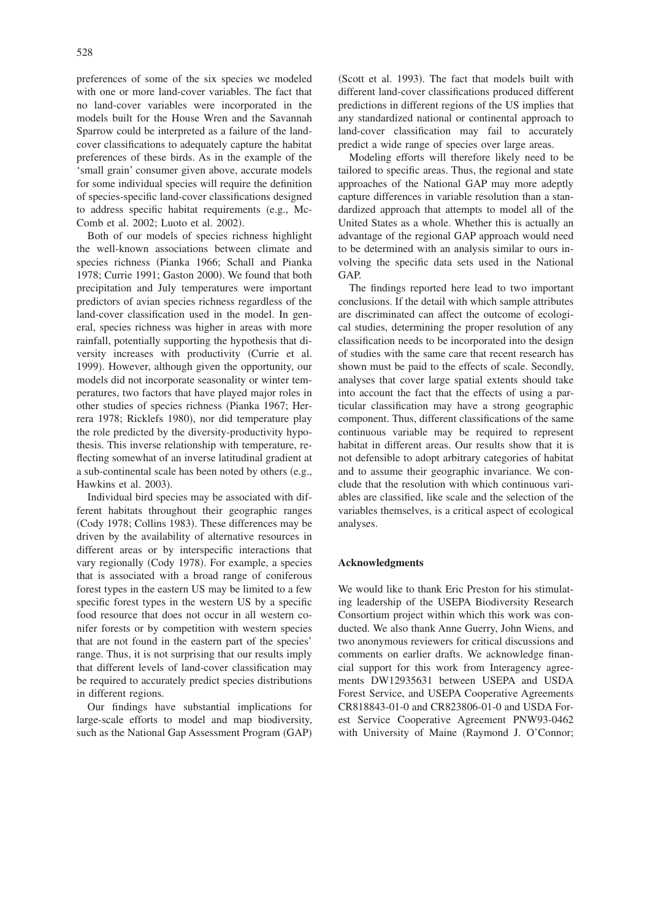preferences of some of the six species we modeled with one or more land-cover variables. The fact that no land-cover variables were incorporated in the models built for the House Wren and the Savannah Sparrow could be interpreted as a failure of the land-cover classifications to adequately capture the habitat preferences of these birds. As in the example of the 'small grain' consumer given above, accurate models for some individual species will require the definition of species-specific land-cover classifications designed to address specific habitat requirements (e.g., McComb et al. 2002; Luoto et al. 2002).

Both of our models of species richness highlight the well-known associations between climate and species richness (Pianka 1966; Schall and Pianka 1978; Currie 1991; Gaston 2000). We found that both precipitation and July temperatures were important predictors of avian species richness regardless of the land-cover classification used in the model. In general, species richness was higher in areas with more rainfall, potentially supporting the hypothesis that diversity increases with productivity (Currie et al. 1999). However, although given the opportunity, our models did not incorporate seasonality or winter temperatures, two factors that have played major roles in other studies of species richness (Pianka 1967; Herrera 1978; Ricklefs 1980), nor did temperature play the role predicted by the diversity-productivity hypothesis. This inverse relationship with temperature, reflecting somewhat of an inverse latitudinal gradient at a sub-continental scale has been noted by others (e.g., Hawkins et al. 2003).

Individual bird species may be associated with different habitats throughout their geographic ranges (Cody 1978; Collins 1983). These differences may be driven by the availability of alternative resources in different areas or by interspecific interactions that vary regionally (Cody 1978). For example, a species that is associated with a broad range of coniferous forest types in the eastern US may be limited to a few specific forest types in the western US by a specific food resource that does not occur in all western conifer forests or by competition with western species that are not found in the eastern part of the species' range. Thus, it is not surprising that our results imply that different levels of land-cover classification may be required to accurately predict species distributions in different regions.

Our findings have substantial implications for large-scale efforts to model and map biodiversity, such as the National Gap Assessment Program (GAP) (Scott et al. 1993). The fact that models built with different land-cover classifications produced different predictions in different regions of the US implies that any standardized national or continental approach to land-cover classification may fail to accurately predict a wide range of species over large areas.

Modeling efforts will therefore likely need to be tailored to specific areas. Thus, the regional and state approaches of the National GAP may more adeptly capture differences in variable resolution than a standardized approach that attempts to model all of the United States as a whole. Whether this is actually an advantage of the regional GAP approach would need to be determined with an analysis similar to ours involving the specific data sets used in the National GAP.

The findings reported here lead to two important conclusions. If the detail with which sample attributes are discriminated can affect the outcome of ecological studies, determining the proper resolution of any classification needs to be incorporated into the design of studies with the same care that recent research has shown must be paid to the effects of scale. Secondly, analyses that cover large spatial extents should take into account the fact that the effects of using a particular classification may have a strong geographic component. Thus, different classifications of the same continuous variable may be required to represent habitat in different areas. Our results show that it is not defensible to adopt arbitrary categories of habitat and to assume their geographic invariance. We conclude that the resolution with which continuous variables are classified, like scale and the selection of the variables themselves, is a critical aspect of ecological analyses.

## Acknowledgments

We would like to thank Eric Preston for his stimulating leadership of the USEPA Biodiversity Research Consortium project within which this work was conducted. We also thank Anne Guerry, John Wiens, and two anonymous reviewers for critical discussions and comments on earlier drafts. We acknowledge financial support for this work from Interagency agreements DW12935631 between USEPA and USDA Forest Service, and USEPA Cooperative Agreements CR818843-01-0 and CR823806-01-0 and USDA Forest Service Cooperative Agreement PNW93-0462 with University of Maine (Raymond J. O'Connor;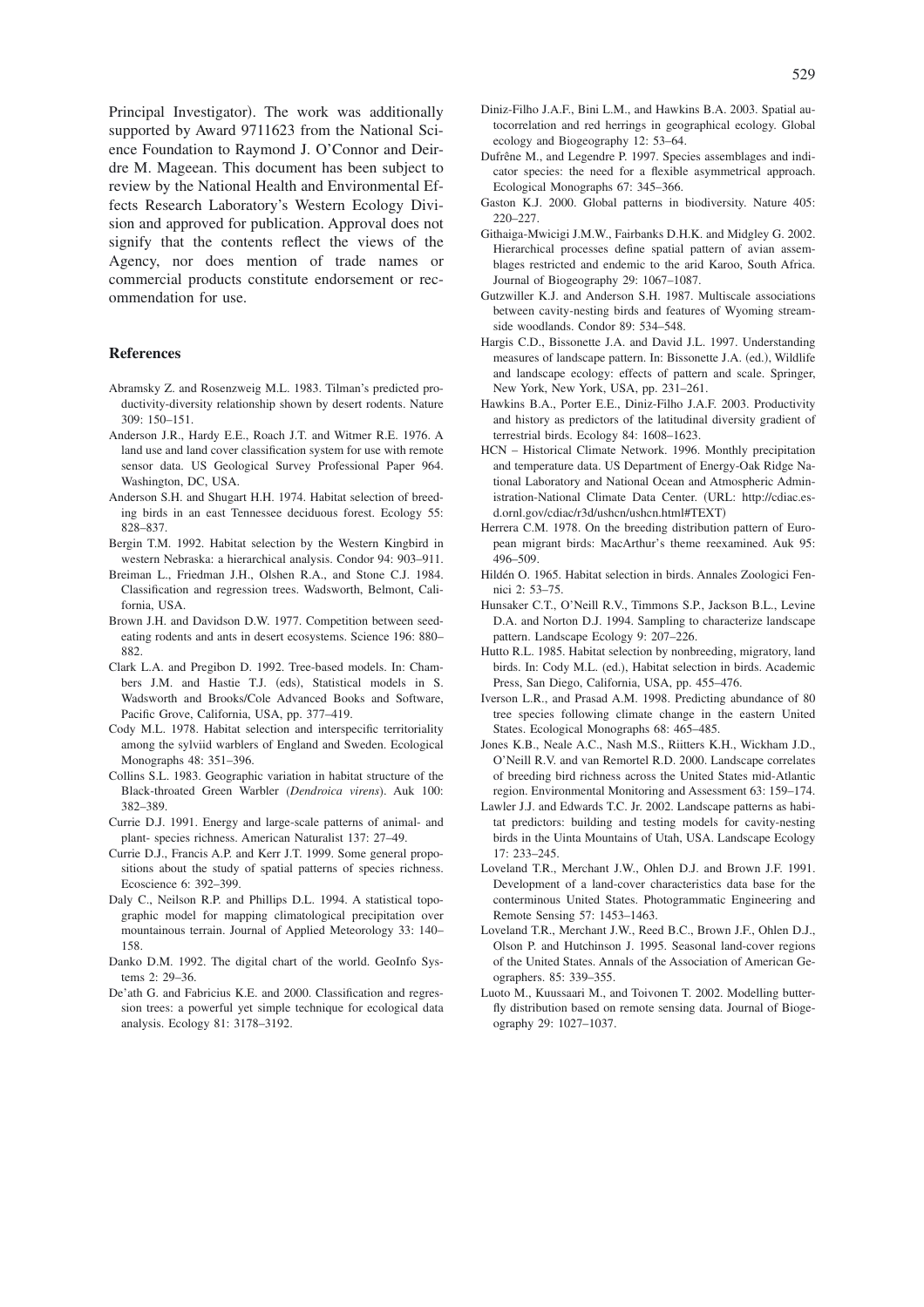Principal Investigator). The work was additionally supported by Award 9711623 from the National Science Foundation to Raymond J. O'Connor and Deirdre M. Mageean. This document has been subject to review by the National Health and Environmental Effects Research Laboratory's Western Ecology Division and approved for publication. Approval does not signify that the contents reflect the views of the Agency, nor does mention of trade names or commercial products constitute endorsement or recommendation for use.

## References

Abramsky Z. and Rosenzweig M.L. 1983. Tilman's predicted productivity-diversity relationship shown by desert rodents. Nature 309: 150–151.

Anderson J.R., Hardy E.E., Roach J.T. and Witmer R.E. 1976. A land use and land cover classification system for use with remote sensor data. US Geological Survey Professional Paper 964. Washington, DC, USA.

Anderson S.H. and Shugart H.H. 1974. Habitat selection of breeding birds in an east Tennessee deciduous forest. Ecology 55: 828–837.

Bergin T.M. 1992. Habitat selection by the Western Kingbird in western Nebraska: a hierarchical analysis. Condor 94: 903–911.

Breiman L., Friedman J.H., Olshen R.A., and Stone C.J. 1984. Classification and regression trees. Wadsworth, Belmont, California, USA.

Brown J.H. and Davidson D.W. 1977. Competition between seed-eating rodents and ants in desert ecosystems. Science 196: 880–882.

Clark L.A. and Pregibon D. 1992. Tree-based models. In: Chambers J.M. and Hastie T.J. (eds), Statistical models in S. Wadsworth and Brooks/Cole Advanced Books and Software, Pacific Grove, California, USA, pp. 377–419.

Cody M.L. 1978. Habitat selection and interspecific territoriality among the sylviid warblers of England and Sweden. Ecological Monographs 48: 351–396.

Collins S.L. 1983. Geographic variation in habitat structure of the Black-throated Green Warbler (*Dendroica virens*). Auk 100: 382–389.

Currie D.J. 1991. Energy and large-scale patterns of animal- and plant- species richness. American Naturalist 137: 27–49.

Currie D.J., Francis A.P. and Kerr J.T. 1999. Some general propositions about the study of spatial patterns of species richness. Ecoscience 6: 392–399.

Daly C., Neilson R.P. and Phillips D.L. 1994. A statistical topographic model for mapping climatological precipitation over mountainous terrain. Journal of Applied Meteorology 33: 140–158.

Danko D.M. 1992. The digital chart of the world. GeoInfo Systems 2: 29–36.

De'ath G. and Fabricius K.E. and 2000. Classification and regression trees: a powerful yet simple technique for ecological data analysis. Ecology 81: 3178–3192.

Diniz-Filho J.A.F., Bini L.M., and Hawkins B.A. 2003. Spatial autocorrelation and red herrings in geographical ecology. Global ecology and Biogeography 12: 53–64.

Dufrêne M., and Legendre P. 1997. Species assemblages and indicator species: the need for a flexible asymmetrical approach. Ecological Monographs 67: 345–366.

Gaston K.J. 2000. Global patterns in biodiversity. Nature 405: 220–227.

Githaiga-Mwicigi J.M.W., Fairbanks D.H.K. and Midgley G. 2002. Hierarchical processes define spatial pattern of avian assemblages restricted and endemic to the arid Karoo, South Africa. Journal of Biogeography 29: 1067–1087.

Gutzwiller K.J. and Anderson S.H. 1987. Multiscale associations between cavity-nesting birds and features of Wyoming streamside woodlands. Condor 89: 534–548.

Hargis C.D., Bissonette J.A. and David J.L. 1997. Understanding measures of landscape pattern. In: Bissonette J.A. (ed.), Wildlife and landscape ecology: effects of pattern and scale. Springer, New York, New York, USA, pp. 231–261.

Hawkins B.A., Porter E.E., Diniz-Filho J.A.F. 2003. Productivity and history as predictors of the latitudinal diversity gradient of terrestrial birds. Ecology 84: 1608–1623.

HCN – Historical Climate Network. 1996. Monthly precipitation and temperature data. US Department of Energy-Oak Ridge National Laboratory and National Ocean and Atmospheric Administration-National Climate Data Center. (URL: http://cdiac.esd.ornl.gov/cdiac/r3d/ushcn/ushcn.html#TEXT)

Herrera C.M. 1978. On the breeding distribution pattern of European migrant birds: MacArthur's theme reexamined. Auk 95: 496–509.

Hildén O. 1965. Habitat selection in birds. Annales Zoologici Fennici 2: 53–75.

Hunsaker C.T., O'Neill R.V., Timmons S.P., Jackson B.L., Levine D.A. and Norton D.J. 1994. Sampling to characterize landscape pattern. Landscape Ecology 9: 207–226.

Hutto R.L. 1985. Habitat selection by nonbreeding, migratory, land birds. In: Cody M.L. (ed.), Habitat selection in birds. Academic Press, San Diego, California, USA, pp. 455–476.

Iverson L.R., and Prasad A.M. 1998. Predicting abundance of 80 tree species following climate change in the eastern United States. Ecological Monographs 68: 465–485.

Jones K.B., Neale A.C., Nash M.S., Riitters K.H., Wickham J.D., O'Neill R.V. and van Remortel R.D. 2000. Landscape correlates of breeding bird richness across the United States mid-Atlantic region. Environmental Monitoring and Assessment 63: 159–174.

Lawler J.J. and Edwards T.C. Jr. 2002. Landscape patterns as habitat predictors: building and testing models for cavity-nesting birds in the Uinta Mountains of Utah, USA. Landscape Ecology 17: 233–245.

Loveland T.R., Merchant J.W., Ohlen D.J. and Brown J.F. 1991. Development of a land-cover characteristics data base for the conterminous United States. Photogrammatic Engineering and Remote Sensing 57: 1453–1463.

Loveland T.R., Merchant J.W., Reed B.C., Brown J.F., Ohlen D.J., Olson P. and Hutchinson J. 1995. Seasonal land-cover regions of the United States. Annals of the Association of American Geographers. 85: 339–355.

Luoto M., Kuussaari M., and Toivonen T. 2002. Modelling butterfly distribution based on remote sensing data. Journal of Biogeography 29: 1027–1037.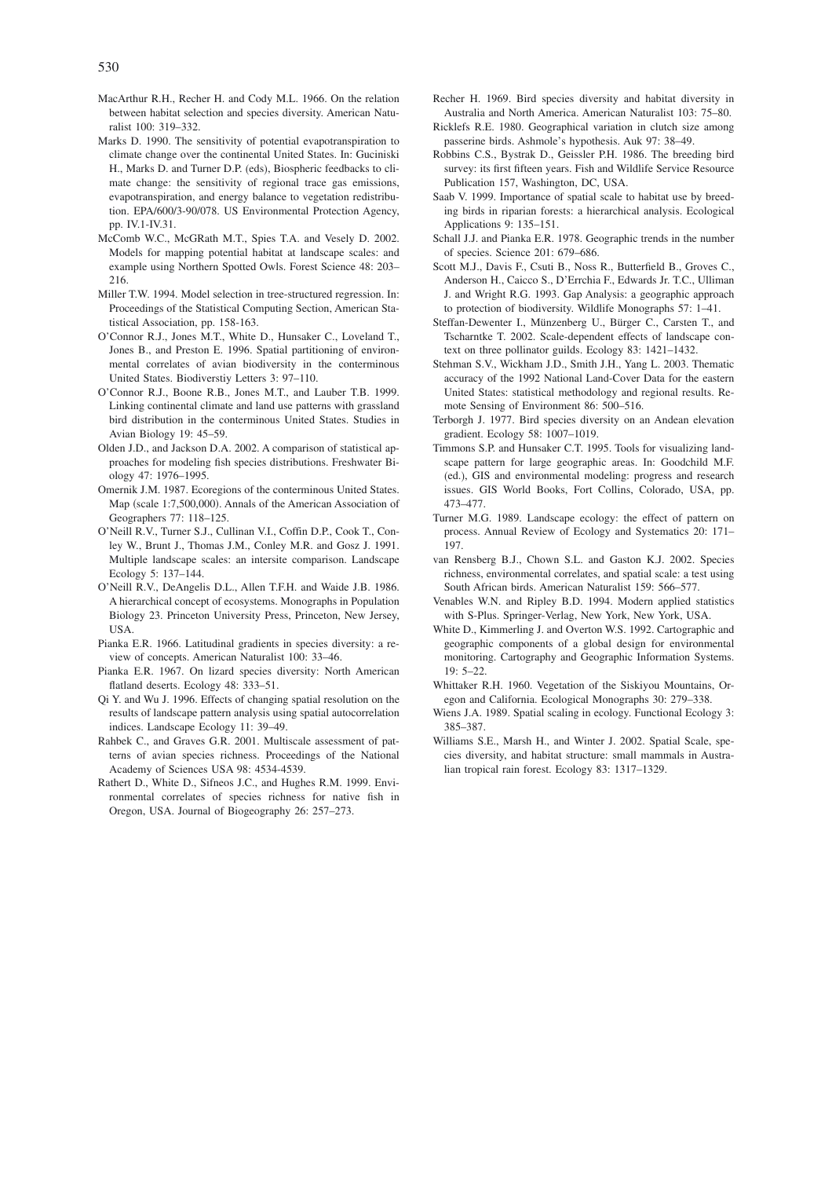MacArthur R.H., Recher H. and Cody M.L. 1966. On the relation between habitat selection and species diversity. American Naturalist 100: 319–332.

Marks D. 1990. The sensitivity of potential evapotranspiration to climate change over the continental United States. In: Guciniski H., Marks D. and Turner D.P. (eds), Biospheric feedbacks to climate change: the sensitivity of regional trace gas emissions, evapotranspiration, and energy balance to vegetation redistribution. EPA/600/3-90/078. US Environmental Protection Agency, pp. IV.1-IV.31.

McComb W.C., McGRath M.T., Spies T.A. and Vesely D. 2002. Models for mapping potential habitat at landscape scales: and example using Northern Spotted Owls. Forest Science 48: 203–216.

Miller T.W. 1994. Model selection in tree-structured regression. In: Proceedings of the Statistical Computing Section, American Statistical Association, pp. 158-163.

O'Connor R.J., Jones M.T., White D., Hunsaker C., Loveland T., Jones B., and Preston E. 1996. Spatial partitioning of environmental correlates of avian biodiversity in the conterminous United States. Biodiverstiy Letters 3: 97–110.

O'Connor R.J., Boone R.B., Jones M.T., and Lauber T.B. 1999. Linking continental climate and land use patterns with grassland bird distribution in the conterminous United States. Studies in Avian Biology 19: 45–59.

Olden J.D., and Jackson D.A. 2002. A comparison of statistical approaches for modeling fish species distributions. Freshwater Biology 47: 1976–1995.

Omernik J.M. 1987. Ecoregions of the conterminous United States. Map (scale 1:7,500,000). Annals of the American Association of Geographers 77: 118–125.

O'Neill R.V., Turner S.J., Cullinan V.I., Coffin D.P., Cook T., Conley W., Brunt J., Thomas J.M., Conley M.R. and Gosz J. 1991. Multiple landscape scales: an intersite comparison. Landscape Ecology 5: 137–144.

O'Neill R.V., DeAngelis D.L., Allen T.F.H. and Waide J.B. 1986. A hierarchical concept of ecosystems. Monographs in Population Biology 23. Princeton University Press, Princeton, New Jersey, USA.

Pianka E.R. 1966. Latitudinal gradients in species diversity: a review of concepts. American Naturalist 100: 33–46.

Pianka E.R. 1967. On lizard species diversity: North American flatland deserts. Ecology 48: 333–51.

Qi Y. and Wu J. 1996. Effects of changing spatial resolution on the results of landscape pattern analysis using spatial autocorrelation indices. Landscape Ecology 11: 39–49.

Rahbek C., and Graves G.R. 2001. Multiscale assessment of patterns of avian species richness. Proceedings of the National Academy of Sciences USA 98: 4534-4539.

Rathert D., White D., Sifneos J.C., and Hughes R.M. 1999. Environmental correlates of species richness for native fish in Oregon, USA. Journal of Biogeography 26: 257–273.

Recher H. 1969. Bird species diversity and habitat diversity in Australia and North America. American Naturalist 103: 75–80.

Ricklefs R.E. 1980. Geographical variation in clutch size among passerine birds. Ashmole's hypothesis. Auk 97: 38–49.

Robbins C.S., Bystrak D., Geissler P.H. 1986. The breeding bird survey: its first fifteen years. Fish and Wildlife Service Resource Publication 157, Washington, DC, USA.

Saab V. 1999. Importance of spatial scale to habitat use by breeding birds in riparian forests: a hierarchical analysis. Ecological Applications 9: 135–151.

Schall J.J. and Pianka E.R. 1978. Geographic trends in the number of species. Science 201: 679–686.

Scott M.J., Davis F., Csuti B., Noss R., Butterfield B., Groves C., Anderson H., Caicco S., D'Errchia F., Edwards Jr. T.C., Ulliman J. and Wright R.G. 1993. Gap Analysis: a geographic approach to protection of biodiversity. Wildlife Monographs 57: 1–41.

Steffan-Dewenter I., Münzenberg U., Bürger C., Carsten T., and Tscharntke T. 2002. Scale-dependent effects of landscape context on three pollinator guilds. Ecology 83: 1421–1432.

Stehman S.V., Wickham J.D., Smith J.H., Yang L. 2003. Thematic accuracy of the 1992 National Land-Cover Data for the eastern United States: statistical methodology and regional results. Remote Sensing of Environment 86: 500–516.

Terborgh J. 1977. Bird species diversity on an Andean elevation gradient. Ecology 58: 1007–1019.

Timmons S.P. and Hunsaker C.T. 1995. Tools for visualizing landscape pattern for large geographic areas. In: Goodchild M.F. (ed.), GIS and environmental modeling: progress and research issues. GIS World Books, Fort Collins, Colorado, USA, pp. 473–477.

Turner M.G. 1989. Landscape ecology: the effect of pattern on process. Annual Review of Ecology and Systematics 20: 171–197.

van Rensberg B.J., Chown S.L. and Gaston K.J. 2002. Species richness, environmental correlates, and spatial scale: a test using South African birds. American Naturalist 159: 566–577.

Venables W.N. and Ripley B.D. 1994. Modern applied statistics with S-Plus. Springer-Verlag, New York, New York, USA.

White D., Kimmerling J. and Overton W.S. 1992. Cartographic and geographic components of a global design for environmental monitoring. Cartography and Geographic Information Systems. 19: 5–22.

Whittaker R.H. 1960. Vegetation of the Siskiyou Mountains, Oregon and California. Ecological Monographs 30: 279–338.

Wiens J.A. 1989. Spatial scaling in ecology. Functional Ecology 3: 385–387.

Williams S.E., Marsh H., and Winter J. 2002. Spatial Scale, species diversity, and habitat structure: small mammals in Australian tropical rain forest. Ecology 83: 1317–1329.